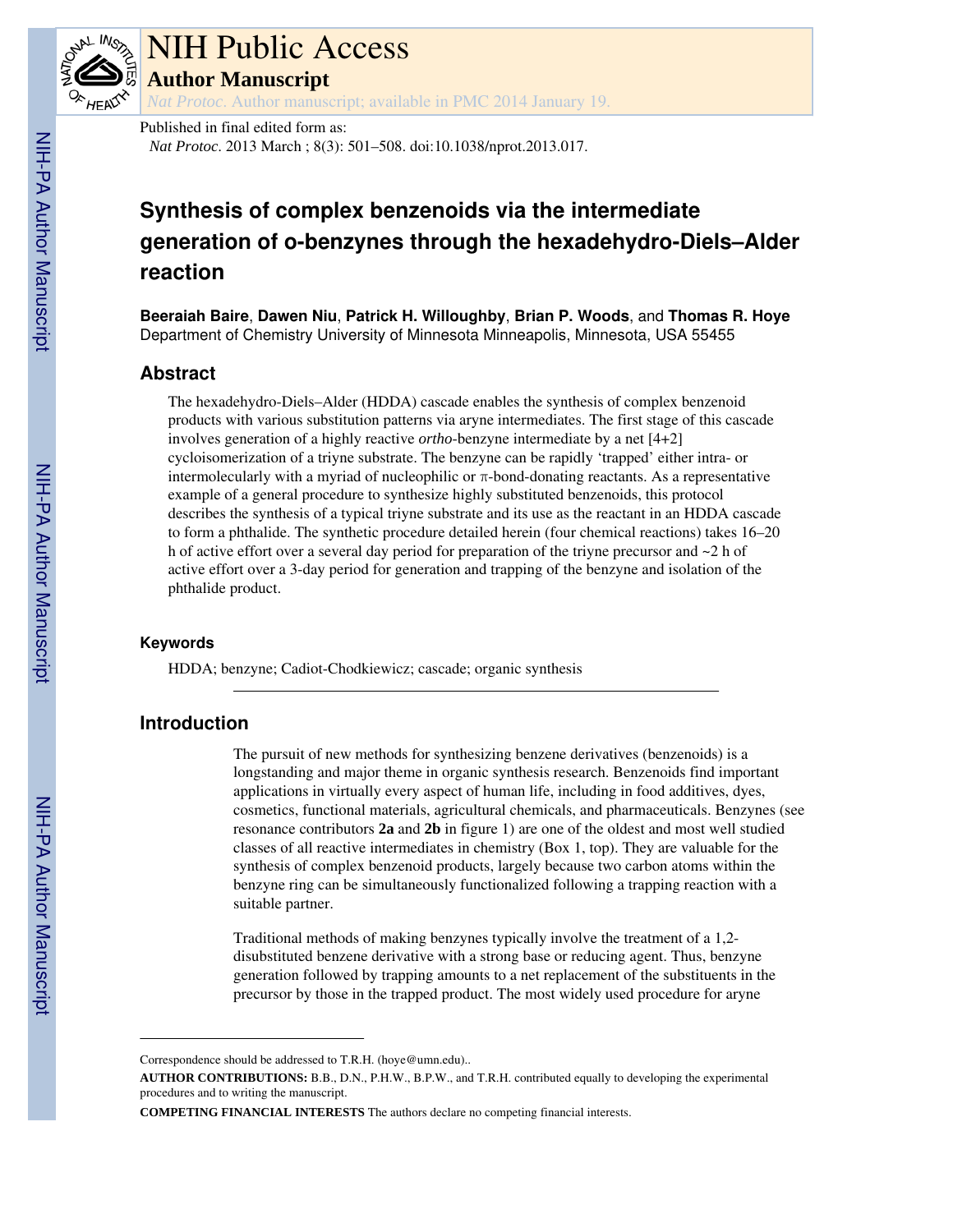# NIH Public Access

## Author Manuscript

*Nat Protoc*. Author manuscript; available in PMC 2014 January 19.

Published in final edited form as:
*Nat Protoc*. 2013 March ; 8(3): 501–508. doi:10.1038/nprot.2013.017.

# Synthesis of complex benzenoids via the intermediate generation of o-benzynes through the hexadehydro-Diels–Alder reaction

**Beeraiah Baire**, **Dawen Niu**, **Patrick H. Willoughby**, **Brian P. Woods**, and **Thomas R. Hoye**
Department of Chemistry University of Minnesota Minneapolis, Minnesota, USA 55455

## Abstract

The hexadehydro-Diels–Alder (HDDA) cascade enables the synthesis of complex benzenoid products with various substitution patterns via aryne intermediates. The first stage of this cascade involves generation of a highly reactive *ortho*-benzyne intermediate by a net [4+2] cycloisomerization of a triyne substrate. The benzyne can be rapidly 'trapped' either intra- or intermolecularly with a myriad of nucleophilic or π-bond-donating reactants. As a representative example of a general procedure to synthesize highly substituted benzenoids, this protocol describes the synthesis of a typical triyne substrate and its use as the reactant in an HDDA cascade to form a phthalide. The synthetic procedure detailed herein (four chemical reactions) takes 16–20 h of active effort over a several day period for preparation of the triyne precursor and ~2 h of active effort over a 3-day period for generation and trapping of the benzyne and isolation of the phthalide product.

### Keywords

HDDA; benzyne; Cadiot-Chodkiewicz; cascade; organic synthesis

## Introduction

The pursuit of new methods for synthesizing benzene derivatives (benzenoids) is a longstanding and major theme in organic synthesis research. Benzenoids find important applications in virtually every aspect of human life, including in food additives, dyes, cosmetics, functional materials, agricultural chemicals, and pharmaceuticals. Benzynes (see resonance contributors **2a** and **2b** in figure 1) are one of the oldest and most well studied classes of all reactive intermediates in chemistry (Box 1, top). They are valuable for the synthesis of complex benzenoid products, largely because two carbon atoms within the benzyne ring can be simultaneously functionalized following a trapping reaction with a suitable partner.

Traditional methods of making benzynes typically involve the treatment of a 1,2-disubstituted benzene derivative with a strong base or reducing agent. Thus, benzyne generation followed by trapping amounts to a net replacement of the substituents in the precursor by those in the trapped product. The most widely used procedure for aryne

---

Correspondence should be addressed to T.R.H. (hoye@umn.edu)..

**AUTHOR CONTRIBUTIONS:** B.B., D.N., P.H.W., B.P.W., and T.R.H. contributed equally to developing the experimental procedures and to writing the manuscript.

**COMPETING FINANCIAL INTERESTS** The authors declare no competing financial interests.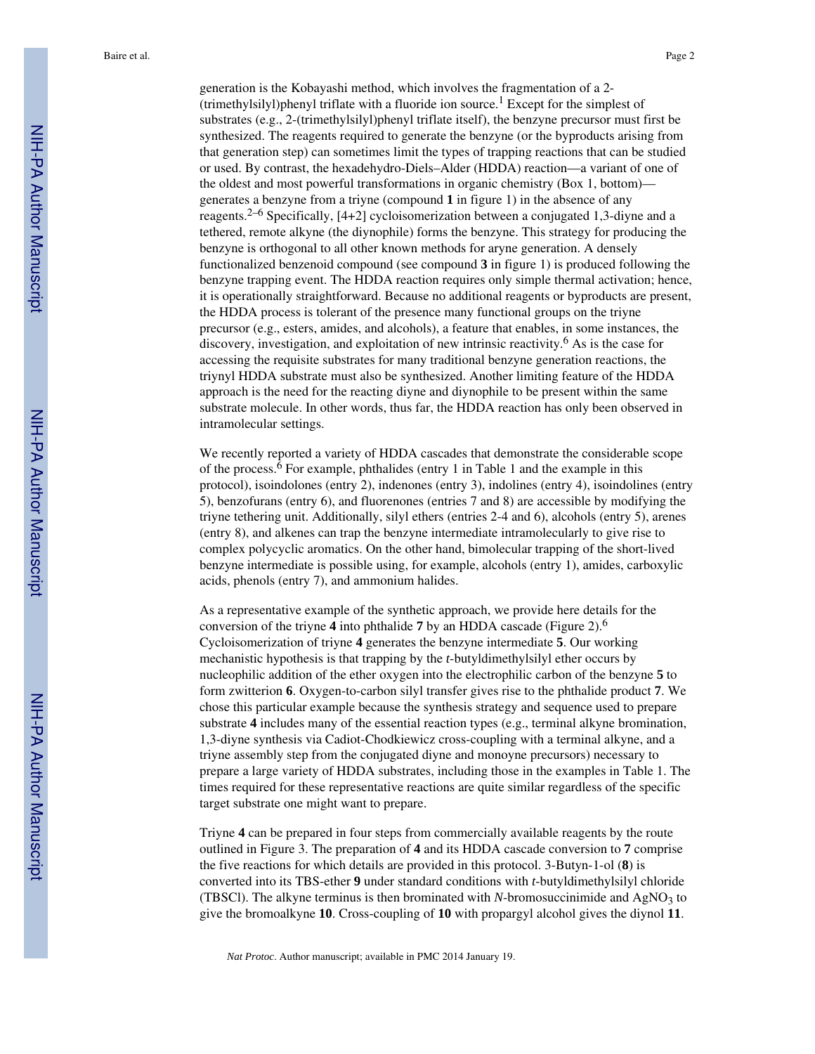generation is the Kobayashi method, which involves the fragmentation of a 2-(trimethylsilyl)phenyl triflate with a fluoride ion source.[1] Except for the simplest of substrates (e.g., 2-(trimethylsilyl)phenyl triflate itself), the benzyne precursor must first be synthesized. The reagents required to generate the benzyne (or the byproducts arising from that generation step) can sometimes limit the types of trapping reactions that can be studied or used. By contrast, the hexadehydro-Diels–Alder (HDDA) reaction—a variant of one of the oldest and most powerful transformations in organic chemistry (Box 1, bottom)—generates a benzyne from a triyne (compound **1** in figure 1) in the absence of any reagents.[2–6] Specifically, [4+2] cycloisomerization between a conjugated 1,3-diyne and a tethered, remote alkyne (the diynophile) forms the benzyne. This strategy for producing the benzyne is orthogonal to all other known methods for aryne generation. A densely functionalized benzenoid compound (see compound **3** in figure 1) is produced following the benzyne trapping event. The HDDA reaction requires only simple thermal activation; hence, it is operationally straightforward. Because no additional reagents or byproducts are present, the HDDA process is tolerant of the presence many functional groups on the triyne precursor (e.g., esters, amides, and alcohols), a feature that enables, in some instances, the discovery, investigation, and exploitation of new intrinsic reactivity.[6] As is the case for accessing the requisite substrates for many traditional benzyne generation reactions, the triynyl HDDA substrate must also be synthesized. Another limiting feature of the HDDA approach is the need for the reacting diyne and diynophile to be present within the same substrate molecule. In other words, thus far, the HDDA reaction has only been observed in intramolecular settings.

We recently reported a variety of HDDA cascades that demonstrate the considerable scope of the process.[6] For example, phthalides (entry 1 in Table 1 and the example in this protocol), isoindolones (entry 2), indenones (entry 3), indolines (entry 4), isoindolines (entry 5), benzofurans (entry 6), and fluorenones (entries 7 and 8) are accessible by modifying the triyne tethering unit. Additionally, silyl ethers (entries 2-4 and 6), alcohols (entry 5), arenes (entry 8), and alkenes can trap the benzyne intermediate intramolecularly to give rise to complex polycyclic aromatics. On the other hand, bimolecular trapping of the short-lived benzyne intermediate is possible using, for example, alcohols (entry 1), amides, carboxylic acids, phenols (entry 7), and ammonium halides.

As a representative example of the synthetic approach, we provide here details for the conversion of the triyne **4** into phthalide **7** by an HDDA cascade (Figure 2).[6] Cycloisomerization of triyne **4** generates the benzyne intermediate **5**. Our working mechanistic hypothesis is that trapping by the *t*-butyldimethylsilyl ether occurs by nucleophilic addition of the ether oxygen into the electrophilic carbon of the benzyne **5** to form zwitterion **6**. Oxygen-to-carbon silyl transfer gives rise to the phthalide product **7**. We chose this particular example because the synthesis strategy and sequence used to prepare substrate **4** includes many of the essential reaction types (e.g., terminal alkyne bromination, 1,3-diyne synthesis via Cadiot-Chodkiewicz cross-coupling with a terminal alkyne, and a triyne assembly step from the conjugated diyne and monoyne precursors) necessary to prepare a large variety of HDDA substrates, including those in the examples in Table 1. The times required for these representative reactions are quite similar regardless of the specific target substrate one might want to prepare.

Triyne **4** can be prepared in four steps from commercially available reagents by the route outlined in Figure 3. The preparation of **4** and its HDDA cascade conversion to **7** comprise the five reactions for which details are provided in this protocol. 3-Butyn-1-ol (**8**) is converted into its TBS-ether **9** under standard conditions with *t*-butyldimethylsilyl chloride (TBSCl). The alkyne terminus is then brominated with *N*-bromosuccinimide and $AgNO_3$ to give the bromoalkyne **10**. Cross-coupling of **10** with propargyl alcohol gives the diynol **11**.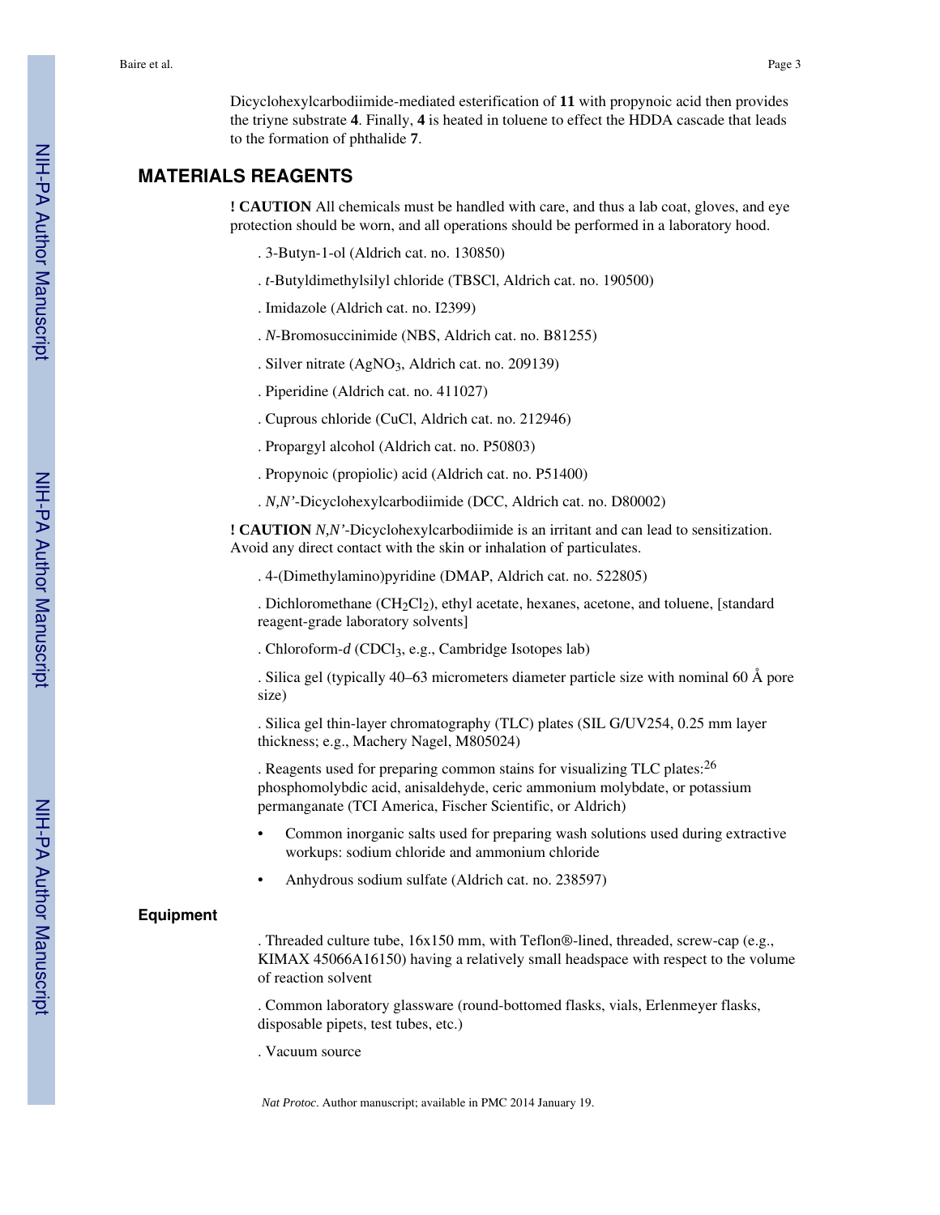Dicyclohexylcarbodiimide-mediated esterification of **11** with propynoic acid then provides the triyne substrate **4**. Finally, **4** is heated in toluene to effect the HDDA cascade that leads to the formation of phthalide **7**.

## MATERIALS REAGENTS

**! CAUTION** All chemicals must be handled with care, and thus a lab coat, gloves, and eye protection should be worn, and all operations should be performed in a laboratory hood.

. 3-Butyn-1-ol (Aldrich cat. no. 130850)

. *t*-Butyldimethylsilyl chloride (TBSCl, Aldrich cat. no. 190500)

. Imidazole (Aldrich cat. no. I2399)

. *N*-Bromosuccinimide (NBS, Aldrich cat. no. B81255)

. Silver nitrate ($AgNO_3$, Aldrich cat. no. 209139)

. Piperidine (Aldrich cat. no. 411027)

. Cuprous chloride (CuCl, Aldrich cat. no. 212946)

. Propargyl alcohol (Aldrich cat. no. P50803)

. Propynoic (propiolic) acid (Aldrich cat. no. P51400)

. *N,N'*-Dicyclohexylcarbodiimide (DCC, Aldrich cat. no. D80002)

**! CAUTION** *N,N'*-Dicyclohexylcarbodiimide is an irritant and can lead to sensitization. Avoid any direct contact with the skin or inhalation of particulates.

. 4-(Dimethylamino)pyridine (DMAP, Aldrich cat. no. 522805)

. Dichloromethane ($CH_2Cl_2$), ethyl acetate, hexanes, acetone, and toluene, [standard reagent-grade laboratory solvents]

. Chloroform-*d* ($CDCl_3$, e.g., Cambridge Isotopes lab)

. Silica gel (typically 40–63 micrometers diameter particle size with nominal 60 Å pore size)

. Silica gel thin-layer chromatography (TLC) plates (SIL G/UV254, 0.25 mm layer thickness; e.g., Machery Nagel, M805024)

. Reagents used for preparing common stains for visualizing TLC plates:[26] phosphomolybdic acid, anisaldehyde, ceric ammonium molybdate, or potassium permanganate (TCI America, Fischer Scientific, or Aldrich)

- Common inorganic salts used for preparing wash solutions used during extractive workups: sodium chloride and ammonium chloride
- Anhydrous sodium sulfate (Aldrich cat. no. 238597)

### Equipment

. Threaded culture tube, 16x150 mm, with Teflon®-lined, threaded, screw-cap (e.g., KIMAX 45066A16150) having a relatively small headspace with respect to the volume of reaction solvent

. Common laboratory glassware (round-bottomed flasks, vials, Erlenmeyer flasks, disposable pipets, test tubes, etc.)

. Vacuum source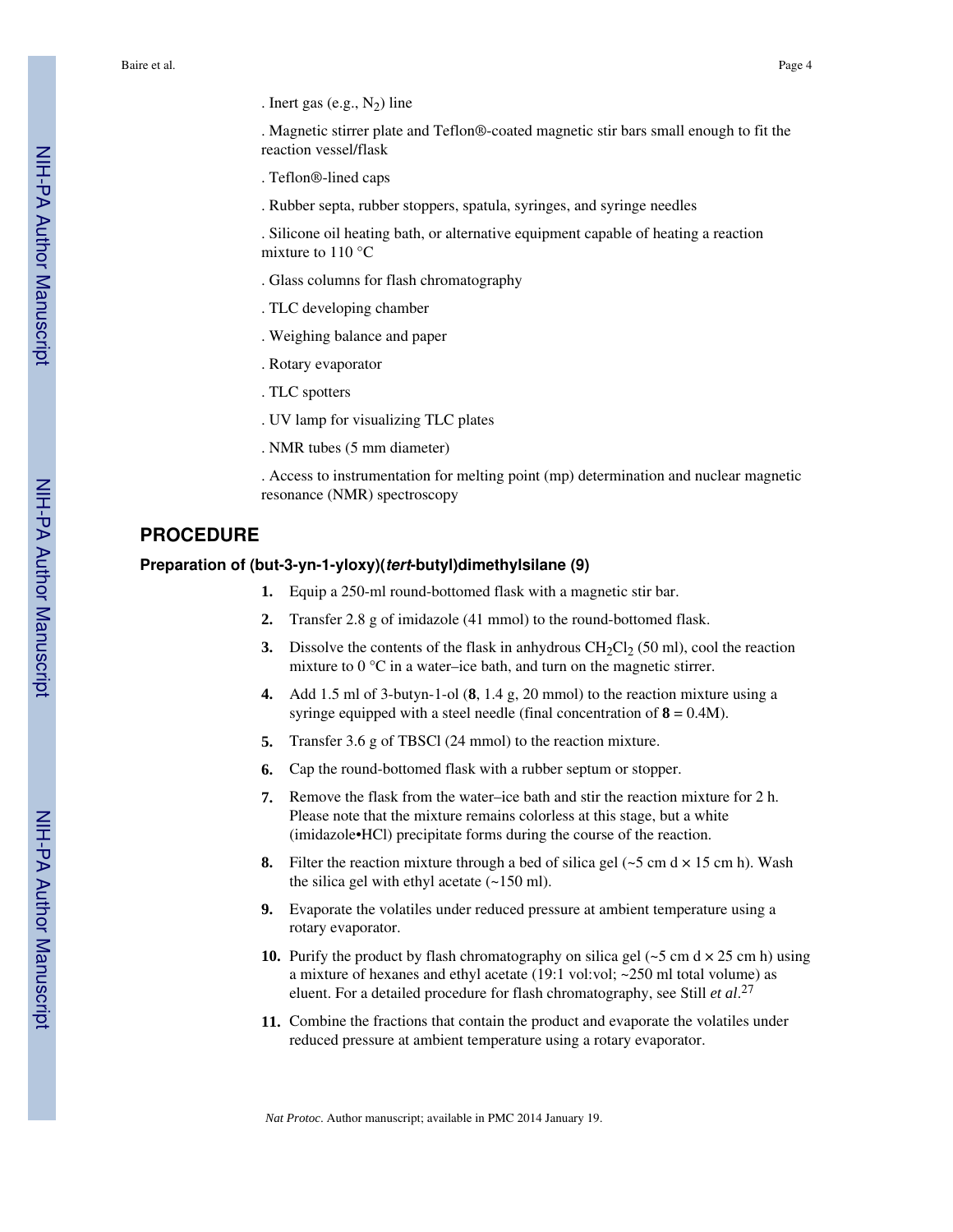- Inert gas (e.g., $N_2$) line
- Magnetic stirrer plate and Teflon®-coated magnetic stir bars small enough to fit the reaction vessel/flask
- Teflon®-lined caps
- Rubber septa, rubber stoppers, spatula, syringes, and syringe needles
- Silicone oil heating bath, or alternative equipment capable of heating a reaction mixture to 110 °C
- Glass columns for flash chromatography
- TLC developing chamber
- Weighing balance and paper
- Rotary evaporator
- TLC spotters
- UV lamp for visualizing TLC plates
- NMR tubes (5 mm diameter)
- Access to instrumentation for melting point (mp) determination and nuclear magnetic resonance (NMR) spectroscopy

## PROCEDURE

### Preparation of (but-3-yn-1-yloxy)(*tert*-butyl)dimethylsilane (9)

1. Equip a 250-ml round-bottomed flask with a magnetic stir bar.
2. Transfer 2.8 g of imidazole (41 mmol) to the round-bottomed flask.
3. Dissolve the contents of the flask in anhydrous $CH_2Cl_2$ (50 ml), cool the reaction mixture to 0 °C in a water–ice bath, and turn on the magnetic stirrer.
4. Add 1.5 ml of 3-butyn-1-ol (**8**, 1.4 g, 20 mmol) to the reaction mixture using a syringe equipped with a steel needle (final concentration of **8** = 0.4M).
5. Transfer 3.6 g of TBSCl (24 mmol) to the reaction mixture.
6. Cap the round-bottomed flask with a rubber septum or stopper.
7. Remove the flask from the water–ice bath and stir the reaction mixture for 2 h. Please note that the mixture remains colorless at this stage, but a white (imidazole•HCl) precipitate forms during the course of the reaction.
8. Filter the reaction mixture through a bed of silica gel (~5 cm d × 15 cm h). Wash the silica gel with ethyl acetate (~150 ml).
9. Evaporate the volatiles under reduced pressure at ambient temperature using a rotary evaporator.
10. Purify the product by flash chromatography on silica gel (~5 cm d × 25 cm h) using a mixture of hexanes and ethyl acetate (19:1 vol:vol; ~250 ml total volume) as eluent. For a detailed procedure for flash chromatography, see Still *et al*.[27]
11. Combine the fractions that contain the product and evaporate the volatiles under reduced pressure at ambient temperature using a rotary evaporator.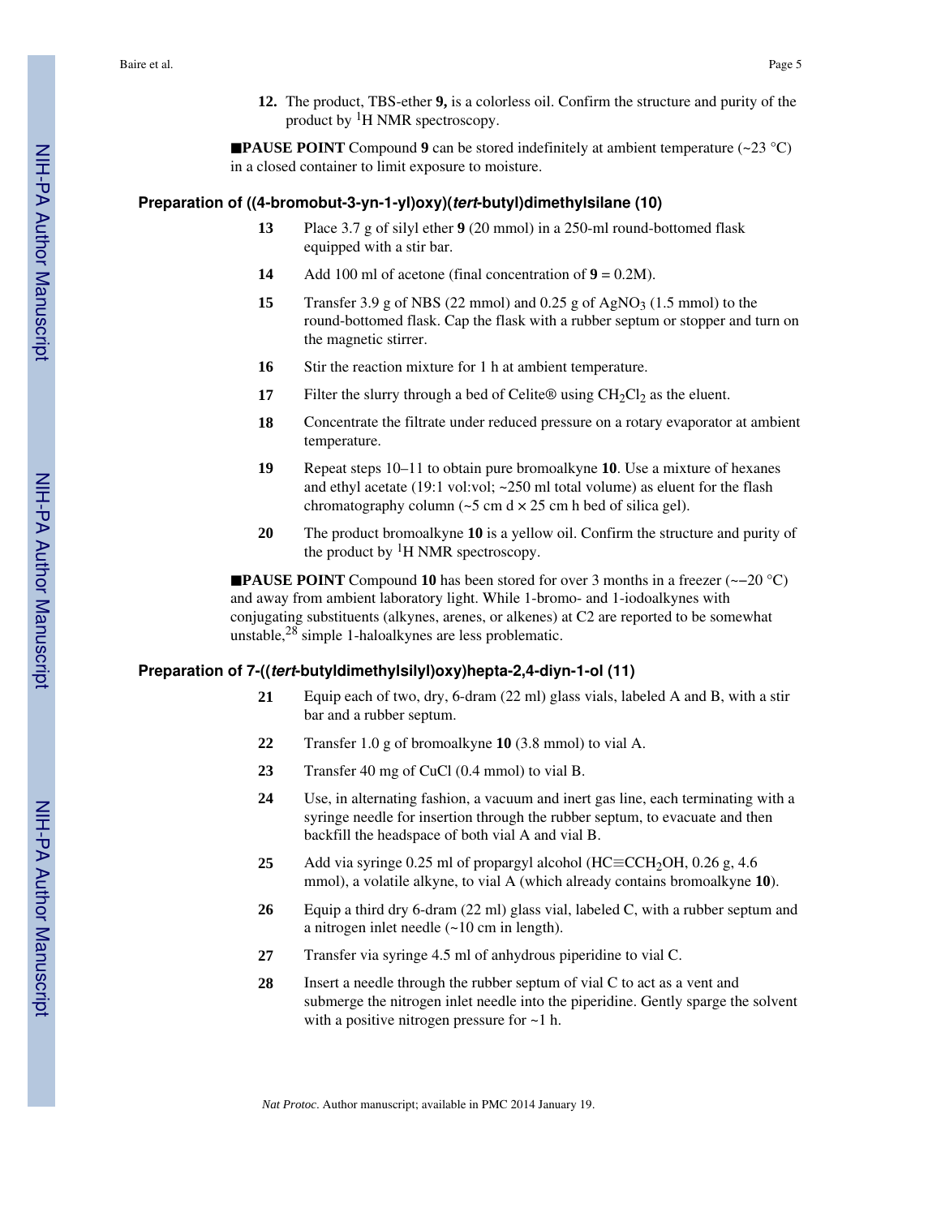12. The product, TBS-ether **9,** is a colorless oil. Confirm the structure and purity of the product by $^1$H NMR spectroscopy.

■**PAUSE POINT** Compound **9** can be stored indefinitely at ambient temperature (~23 °C) in a closed container to limit exposure to moisture.

### Preparation of ((4-bromobut-3-yn-1-yl)oxy)(*tert*-butyl)dimethylsilane (10)

13 Place 3.7 g of silyl ether **9** (20 mmol) in a 250-ml round-bottomed flask equipped with a stir bar.

14 Add 100 ml of acetone (final concentration of **9** = 0.2M).

15 Transfer 3.9 g of NBS (22 mmol) and 0.25 g of $AgNO_3$ (1.5 mmol) to the round-bottomed flask. Cap the flask with a rubber septum or stopper and turn on the magnetic stirrer.

16 Stir the reaction mixture for 1 h at ambient temperature.

17 Filter the slurry through a bed of Celite® using $CH_2Cl_2$ as the eluent.

18 Concentrate the filtrate under reduced pressure on a rotary evaporator at ambient temperature.

19 Repeat steps 10–11 to obtain pure bromoalkyne **10**. Use a mixture of hexanes and ethyl acetate (19:1 vol:vol; ~250 ml total volume) as eluent for the flash chromatography column (~5 cm d × 25 cm h bed of silica gel).

20 The product bromoalkyne **10** is a yellow oil. Confirm the structure and purity of the product by $^1$H NMR spectroscopy.

■**PAUSE POINT** Compound **10** has been stored for over 3 months in a freezer (~−20 °C) and away from ambient laboratory light. While 1-bromo- and 1-iodoalkynes with conjugating substituents (alkynes, arenes, or alkenes) at C2 are reported to be somewhat unstable,[28] simple 1-haloalkynes are less problematic.

### Preparation of 7-((*tert*-butyldimethylsilyl)oxy)hepta-2,4-diyn-1-ol (11)

21 Equip each of two, dry, 6-dram (22 ml) glass vials, labeled A and B, with a stir bar and a rubber septum.

22 Transfer 1.0 g of bromoalkyne **10** (3.8 mmol) to vial A.

23 Transfer 40 mg of CuCl (0.4 mmol) to vial B.

24 Use, in alternating fashion, a vacuum and inert gas line, each terminating with a syringe needle for insertion through the rubber septum, to evacuate and then backfill the headspace of both vial A and vial B.

25 Add via syringe 0.25 ml of propargyl alcohol (HC≡$CCH_2OH$, 0.26 g, 4.6 mmol), a volatile alkyne, to vial A (which already contains bromoalkyne **10**).

26 Equip a third dry 6-dram (22 ml) glass vial, labeled C, with a rubber septum and a nitrogen inlet needle (~10 cm in length).

27 Transfer via syringe 4.5 ml of anhydrous piperidine to vial C.

28 Insert a needle through the rubber septum of vial C to act as a vent and submerge the nitrogen inlet needle into the piperidine. Gently sparge the solvent with a positive nitrogen pressure for ~1 h.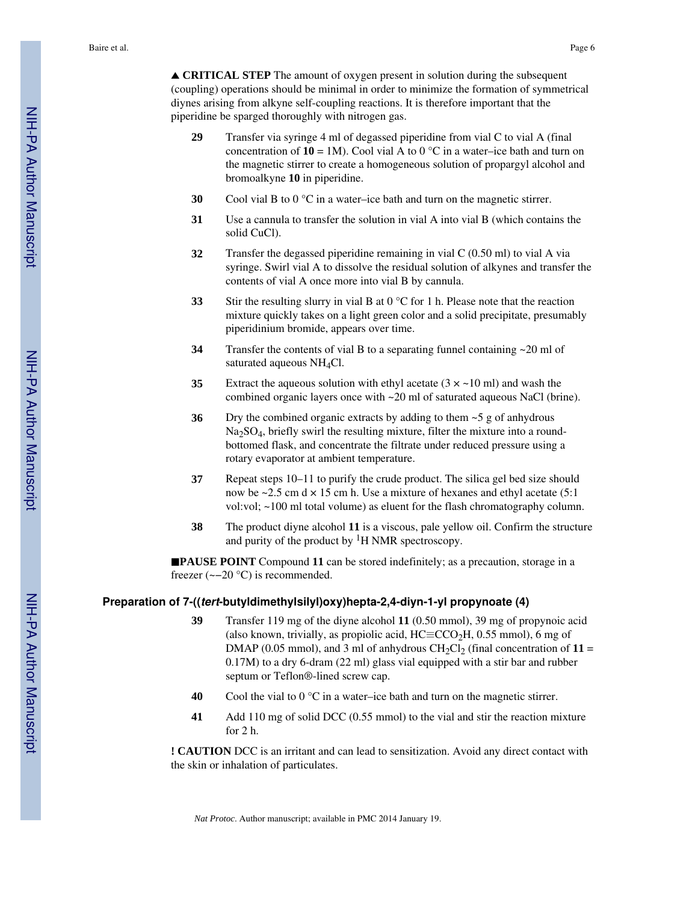▲ **CRITICAL STEP** The amount of oxygen present in solution during the subsequent (coupling) operations should be minimal in order to minimize the formation of symmetrical diynes arising from alkyne self-coupling reactions. It is therefore important that the piperidine be sparged thoroughly with nitrogen gas.

**29** Transfer via syringe 4 ml of degassed piperidine from vial C to vial A (final concentration of **10** = 1M). Cool vial A to 0 °C in a water–ice bath and turn on the magnetic stirrer to create a homogeneous solution of propargyl alcohol and bromoalkyne **10** in piperidine.

**30** Cool vial B to 0 °C in a water–ice bath and turn on the magnetic stirrer.

**31** Use a cannula to transfer the solution in vial A into vial B (which contains the solid CuCl).

**32** Transfer the degassed piperidine remaining in vial C (0.50 ml) to vial A via syringe. Swirl vial A to dissolve the residual solution of alkynes and transfer the contents of vial A once more into vial B by cannula.

**33** Stir the resulting slurry in vial B at 0 °C for 1 h. Please note that the reaction mixture quickly takes on a light green color and a solid precipitate, presumably piperidinium bromide, appears over time.

**34** Transfer the contents of vial B to a separating funnel containing ~20 ml of saturated aqueous $NH_4Cl$.

**35** Extract the aqueous solution with ethyl acetate (3 × ~10 ml) and wash the combined organic layers once with ~20 ml of saturated aqueous NaCl (brine).

**36** Dry the combined organic extracts by adding to them ~5 g of anhydrous $Na_2SO_4$, briefly swirl the resulting mixture, filter the mixture into a round-bottomed flask, and concentrate the filtrate under reduced pressure using a rotary evaporator at ambient temperature.

**37** Repeat steps 10–11 to purify the crude product. The silica gel bed size should now be ~2.5 cm d × 15 cm h. Use a mixture of hexanes and ethyl acetate (5:1 vol:vol; ~100 ml total volume) as eluent for the flash chromatography column.

**38** The product diyne alcohol **11** is a viscous, pale yellow oil. Confirm the structure and purity of the product by $^1$H NMR spectroscopy.

■**PAUSE POINT** Compound **11** can be stored indefinitely; as a precaution, storage in a freezer (~−20 °C) is recommended.

### Preparation of 7-((*tert*-butyldimethylsilyl)oxy)hepta-2,4-diyn-1-yl propynoate (4)

**39** Transfer 119 mg of the diyne alcohol **11** (0.50 mmol), 39 mg of propynoic acid (also known, trivially, as propiolic acid, $HC{\equiv}CCO_2H$, 0.55 mmol), 6 mg of DMAP (0.05 mmol), and 3 ml of anhydrous $CH_2Cl_2$ (final concentration of **11** = 0.17M) to a dry 6-dram (22 ml) glass vial equipped with a stir bar and rubber septum or Teflon®-lined screw cap.

**40** Cool the vial to 0 °C in a water–ice bath and turn on the magnetic stirrer.

**41** Add 110 mg of solid DCC (0.55 mmol) to the vial and stir the reaction mixture for 2 h.

**! CAUTION** DCC is an irritant and can lead to sensitization. Avoid any direct contact with the skin or inhalation of particulates.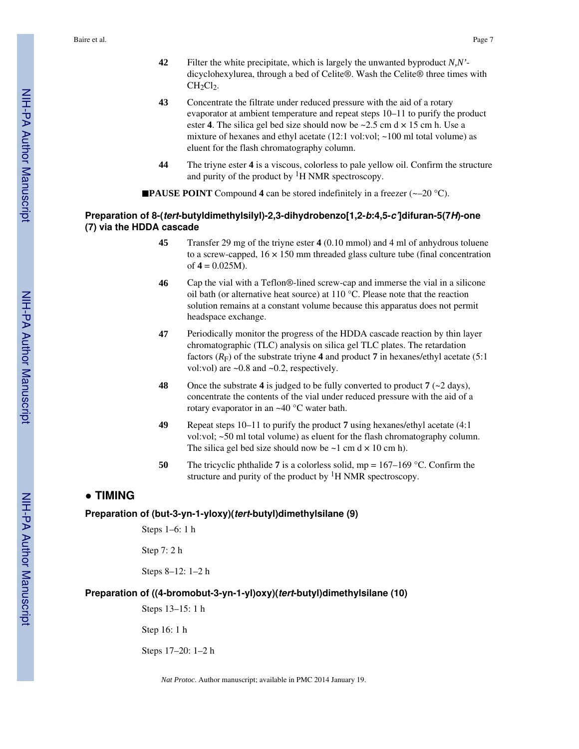**42** Filter the white precipitate, which is largely the unwanted byproduct *N,N'*-dicyclohexylurea, through a bed of Celite®. Wash the Celite® three times with $CH_2Cl_2$.

**43** Concentrate the filtrate under reduced pressure with the aid of a rotary evaporator at ambient temperature and repeat steps 10–11 to purify the product ester **4**. The silica gel bed size should now be ~2.5 cm d × 15 cm h. Use a mixture of hexanes and ethyl acetate (12:1 vol:vol; ~100 ml total volume) as eluent for the flash chromatography column.

**44** The triyne ester **4** is a viscous, colorless to pale yellow oil. Confirm the structure and purity of the product by $^1$H NMR spectroscopy.

■**PAUSE POINT** Compound **4** can be stored indefinitely in a freezer (~–20 °C).

### Preparation of 8-(*tert*-butyldimethylsilyl)-2,3-dihydrobenzo[1,2-*b*:4,5-*c'*]difuran-5(7*H*)-one (7) via the HDDA cascade

**45** Transfer 29 mg of the triyne ester **4** (0.10 mmol) and 4 ml of anhydrous toluene to a screw-capped, 16 × 150 mm threaded glass culture tube (final concentration of **4** = 0.025M).

**46** Cap the vial with a Teflon®-lined screw-cap and immerse the vial in a silicone oil bath (or alternative heat source) at 110 °C. Please note that the reaction solution remains at a constant volume because this apparatus does not permit headspace exchange.

**47** Periodically monitor the progress of the HDDA cascade reaction by thin layer chromatographic (TLC) analysis on silica gel TLC plates. The retardation factors ($R_F$) of the substrate triyne **4** and product **7** in hexanes/ethyl acetate (5:1 vol:vol) are ~0.8 and ~0.2, respectively.

**48** Once the substrate **4** is judged to be fully converted to product **7** (~2 days), concentrate the contents of the vial under reduced pressure with the aid of a rotary evaporator in an ~40 °C water bath.

**49** Repeat steps 10–11 to purify the product **7** using hexanes/ethyl acetate (4:1 vol:vol; ~50 ml total volume) as eluent for the flash chromatography column. The silica gel bed size should now be ~1 cm d × 10 cm h).

**50** The tricyclic phthalide **7** is a colorless solid, mp = 167–169 °C. Confirm the structure and purity of the product by $^1$H NMR spectroscopy.

## ● TIMING

### Preparation of (but-3-yn-1-yloxy)(*tert*-butyl)dimethylsilane (9)

Steps 1–6: 1 h

Step 7: 2 h

Steps 8–12: 1–2 h

### Preparation of ((4-bromobut-3-yn-1-yl)oxy)(*tert*-butyl)dimethylsilane (10)

Steps 13–15: 1 h

Step 16: 1 h

Steps 17–20: 1–2 h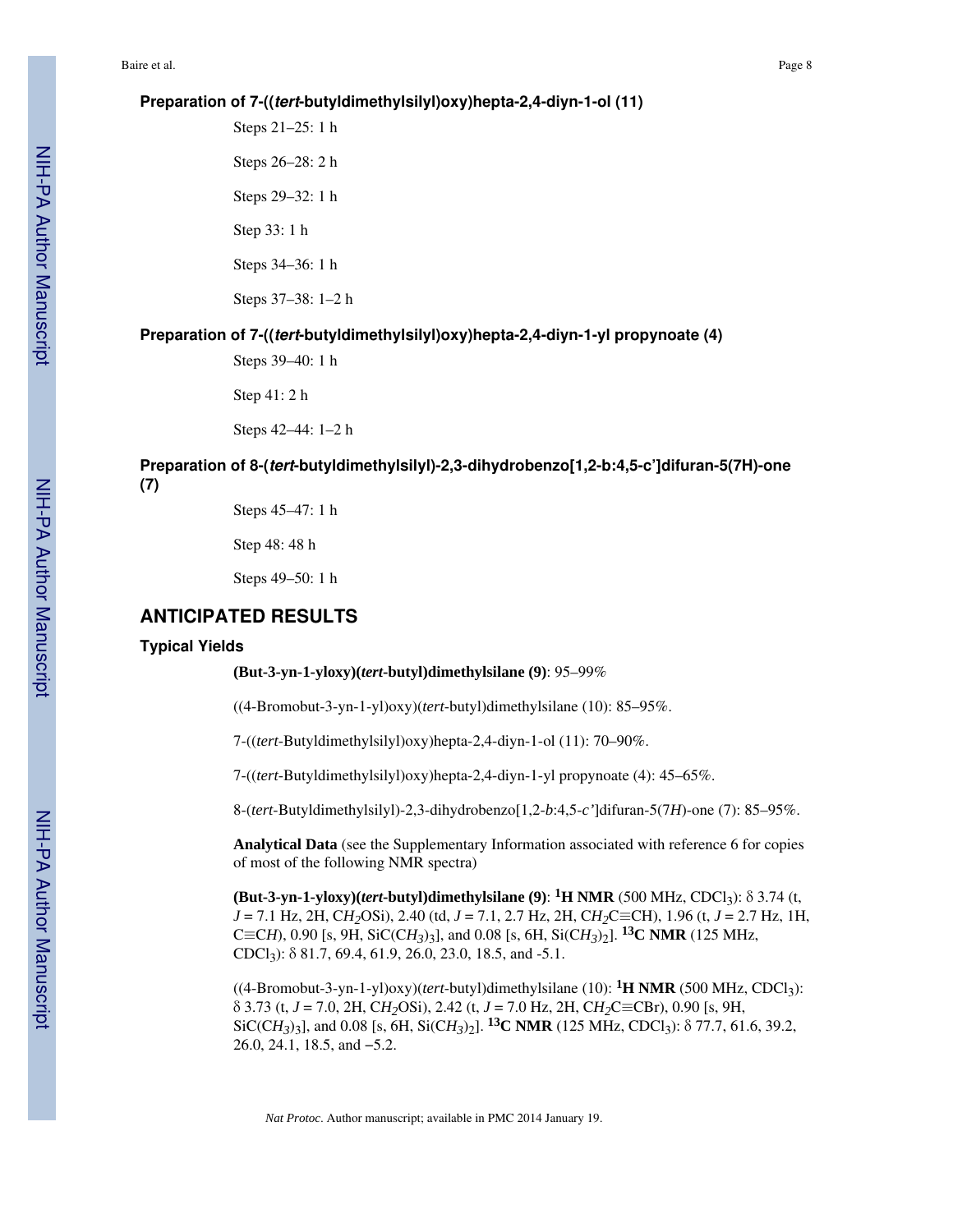### Preparation of 7-((*tert*-butyldimethylsilyl)oxy)hepta-2,4-diyn-1-ol (11)

Steps 21–25: 1 h

Steps 26–28: 2 h

Steps 29–32: 1 h

Step 33: 1 h

Steps 34–36: 1 h

Steps 37–38: 1–2 h

### Preparation of 7-((*tert*-butyldimethylsilyl)oxy)hepta-2,4-diyn-1-yl propynoate (4)

Steps 39–40: 1 h

Step 41: 2 h

Steps 42–44: 1–2 h

### Preparation of 8-(*tert*-butyldimethylsilyl)-2,3-dihydrobenzo[1,2-b:4,5-c']difuran-5(7H)-one (7)

Steps 45–47: 1 h

Step 48: 48 h

Steps 49–50: 1 h

## ANTICIPATED RESULTS

### Typical Yields

**(But-3-yn-1-yloxy)(*tert*-butyl)dimethylsilane (9)**: 95–99%

((4-Bromobut-3-yn-1-yl)oxy)(*tert*-butyl)dimethylsilane (10): 85–95%.

7-((*tert*-Butyldimethylsilyl)oxy)hepta-2,4-diyn-1-ol (11): 70–90%.

7-((*tert*-Butyldimethylsilyl)oxy)hepta-2,4-diyn-1-yl propynoate (4): 45–65%.

8-(*tert*-Butyldimethylsilyl)-2,3-dihydrobenzo[1,2-*b*:4,5-*c'*]difuran-5(7*H*)-one (7): 85–95%.

**Analytical Data** (see the Supplementary Information associated with reference 6 for copies of most of the following NMR spectra)

**(But-3-yn-1-yloxy)(*tert*-butyl)dimethylsilane (9)**: **$^{1}$H NMR** (500 MHz, $CDCl_3$): δ 3.74 (t, *J* = 7.1 Hz, 2H, C$H_2$OSi), 2.40 (td, *J* = 7.1, 2.7 Hz, 2H, C$H_2$C≡CH), 1.96 (t, *J* = 2.7 Hz, 1H, C≡C*H*), 0.90 [s, 9H, SiC(C$H_3$)$_3$], and 0.08 [s, 6H, Si(C$H_3$)$_2$]. **$^{13}$C NMR** (125 MHz, $CDCl_3$): δ 81.7, 69.4, 61.9, 26.0, 23.0, 18.5, and -5.1.

((4-Bromobut-3-yn-1-yl)oxy)(*tert*-butyl)dimethylsilane (10): **$^{1}$H NMR** (500 MHz, $CDCl_3$): δ 3.73 (t, *J* = 7.0, 2H, C$H_2$OSi), 2.42 (t, *J* = 7.0 Hz, 2H, C$H_2$C≡CBr), 0.90 [s, 9H, SiC(C$H_3$)$_3$], and 0.08 [s, 6H, Si(C$H_3$)$_2$]. **$^{13}$C NMR** (125 MHz, $CDCl_3$): δ 77.7, 61.6, 39.2, 26.0, 24.1, 18.5, and −5.2.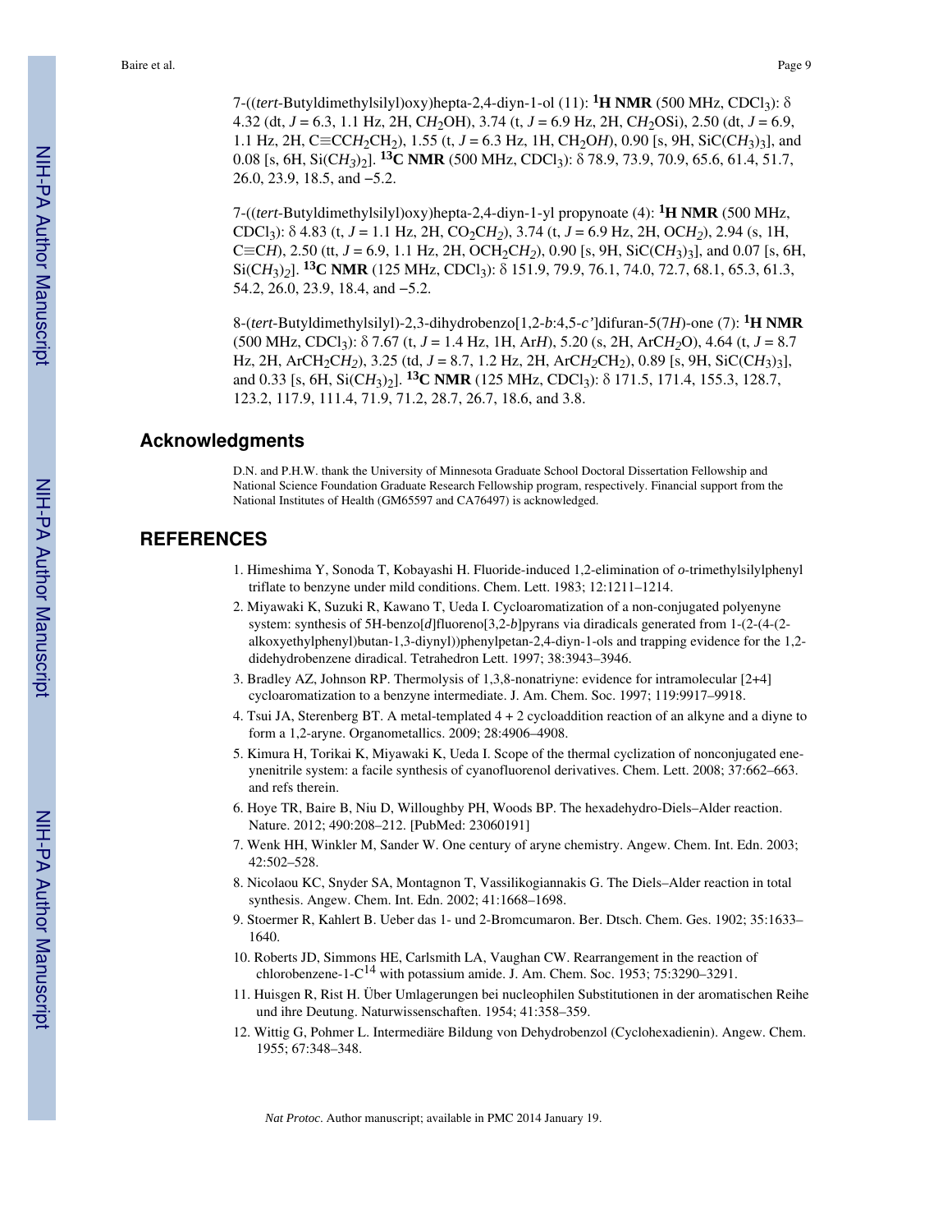7-((*tert*-Butyldimethylsilyl)oxy)hepta-2,4-diyn-1-ol (11): **$^1$H NMR** (500 MHz, $CDCl_3$): δ 4.32 (dt, *J* = 6.3, 1.1 Hz, 2H, C*H*$_2$OH), 3.74 (t, *J* = 6.9 Hz, 2H, C*H*$_2$OSi), 2.50 (dt, *J* = 6.9, 1.1 Hz, 2H, C≡CC*H*$_2$CH$_2$), 1.55 (t, *J* = 6.3 Hz, 1H, CH$_2$O*H*), 0.90 [s, 9H, SiC(C*H*$_3$)$_3$], and 0.08 [s, 6H, Si(C*H*$_3$)$_2$]. **$^{13}$C NMR** (500 MHz, $CDCl_3$): δ 78.9, 73.9, 70.9, 65.6, 61.4, 51.7, 26.0, 23.9, 18.5, and −5.2.

7-((*tert*-Butyldimethylsilyl)oxy)hepta-2,4-diyn-1-yl propynoate (4): **$^1$H NMR** (500 MHz, $CDCl_3$): δ 4.83 (t, *J* = 1.1 Hz, 2H, CO$_2$C*H*$_2$), 3.74 (t, *J* = 6.9 Hz, 2H, OC*H*$_2$), 2.94 (s, 1H, C≡C*H*), 2.50 (tt, *J* = 6.9, 1.1 Hz, 2H, OCH$_2$C*H*$_2$), 0.90 [s, 9H, SiC(C*H*$_3$)$_3$], and 0.07 [s, 6H, Si(C*H*$_3$)$_2$]. **$^{13}$C NMR** (125 MHz, $CDCl_3$): δ 151.9, 79.9, 76.1, 74.0, 72.7, 68.1, 65.3, 61.3, 54.2, 26.0, 23.9, 18.4, and −5.2.

8-(*tert*-Butyldimethylsilyl)-2,3-dihydrobenzo[1,2-*b*:4,5-*c'*]difuran-5(7*H*)-one (7): **$^1$H NMR** (500 MHz, $CDCl_3$): δ 7.67 (t, *J* = 1.4 Hz, 1H, Ar*H*), 5.20 (s, 2H, ArC*H*$_2$O), 4.64 (t, *J* = 8.7 Hz, 2H, ArCH$_2$C*H*$_2$), 3.25 (td, *J* = 8.7, 1.2 Hz, 2H, ArC*H*$_2$CH$_2$), 0.89 [s, 9H, SiC(C*H*$_3$)$_3$], and 0.33 [s, 6H, Si(C*H*$_3$)$_2$]. **$^{13}$C NMR** (125 MHz, $CDCl_3$): δ 171.5, 171.4, 155.3, 128.7, 123.2, 117.9, 111.4, 71.9, 71.2, 28.7, 26.7, 18.6, and 3.8.

## Acknowledgments

D.N. and P.H.W. thank the University of Minnesota Graduate School Doctoral Dissertation Fellowship and National Science Foundation Graduate Research Fellowship program, respectively. Financial support from the National Institutes of Health (GM65597 and CA76497) is acknowledged.

## REFERENCES

1. Himeshima Y, Sonoda T, Kobayashi H. Fluoride-induced 1,2-elimination of *o*-trimethylsilylphenyl triflate to benzyne under mild conditions. Chem. Lett. 1983; 12:1211–1214.
2. Miyawaki K, Suzuki R, Kawano T, Ueda I. Cycloaromatization of a non-conjugated polyenyne system: synthesis of 5H-benzo[*d*]fluoreno[3,2-*b*]pyrans via diradicals generated from 1-(2-(4-(2-alkoxyethylphenyl)butan-1,3-diynyl))phenylpetan-2,4-diyn-1-ols and trapping evidence for the 1,2-didehydrobenzene diradical. Tetrahedron Lett. 1997; 38:3943–3946.
3. Bradley AZ, Johnson RP. Thermolysis of 1,3,8-nonatriyne: evidence for intramolecular [2+4] cycloaromatization to a benzene intermediate. J. Am. Chem. Soc. 1997; 119:9917–9918.
4. Tsui JA, Sterenberg BT. A metal-templated 4 + 2 cycloaddition reaction of an alkyne and a diyne to form a 1,2-aryne. Organometallics. 2009; 28:4906–4908.
5. Kimura H, Torikai K, Miyawaki K, Ueda I. Scope of the thermal cyclization of nonconjugated ene-ynenitrile system: a facile synthesis of cyanofluorenol derivatives. Chem. Lett. 2008; 37:662–663. and refs therein.
6. Hoye TR, Baire B, Niu D, Willoughby PH, Woods BP. The hexadehydro-Diels–Alder reaction. Nature. 2012; 490:208–212. [PubMed: 23060191]
7. Wenk HH, Winkler M, Sander W. One century of aryne chemistry. Angew. Chem. Int. Edn. 2003; 42:502–528.
8. Nicolaou KC, Snyder SA, Montagnon T, Vassilikogiannakis G. The Diels–Alder reaction in total synthesis. Angew. Chem. Int. Edn. 2002; 41:1668–1698.
9. Stoermer R, Kahlert B. Ueber das 1- und 2-Bromcumaron. Ber. Dtsch. Chem. Ges. 1902; 35:1633–1640.
10. Roberts JD, Simmons HE, Carlsmith LA, Vaughan CW. Rearrangement in the reaction of chlorobenzene-1-C$^{14}$ with potassium amide. J. Am. Chem. Soc. 1953; 75:3290–3291.
11. Huisgen R, Rist H. Über Umlagerungen bei nucleophilen Substitutionen in der aromatischen Reihe und ihre Deutung. Naturwissenschaften. 1954; 41:358–359.
12. Wittig G, Pohmer L. Intermediäre Bildung von Dehydrobenzol (Cyclohexadienin). Angew. Chem. 1955; 67:348–348.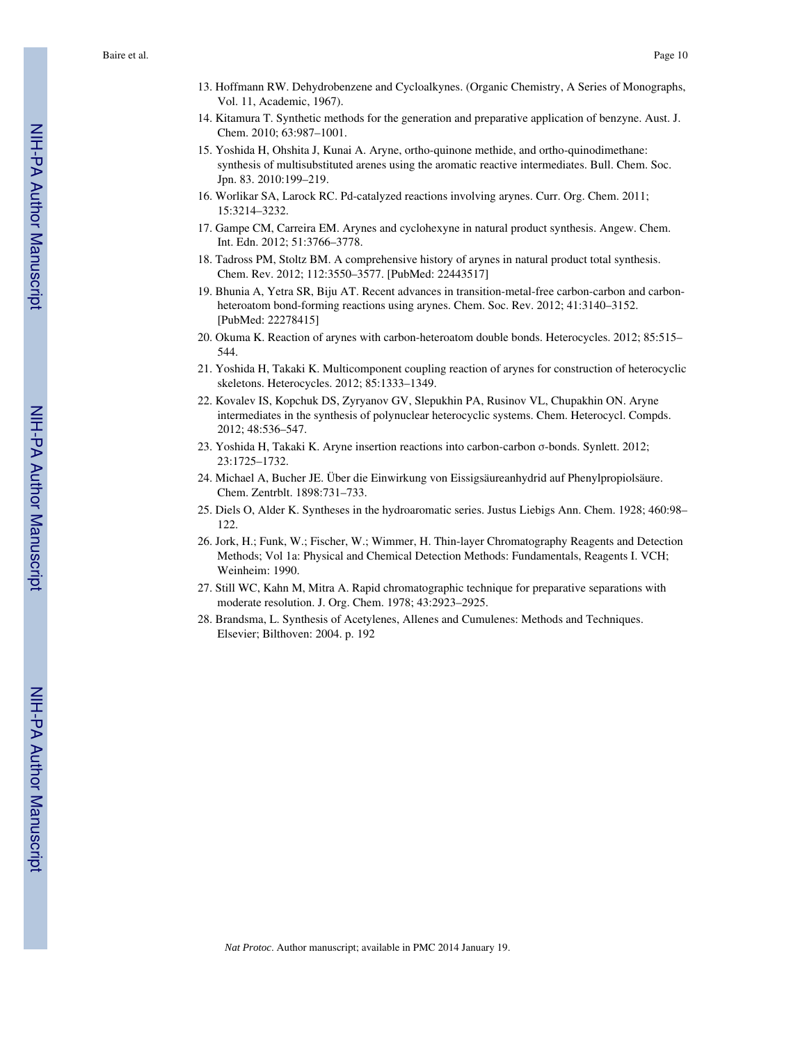13. Hoffmann RW. Dehydrobenzene and Cycloalkynes. (Organic Chemistry, A Series of Monographs, Vol. 11, Academic, 1967).
14. Kitamura T. Synthetic methods for the generation and preparative application of benzyne. Aust. J. Chem. 2010; 63:987–1001.
15. Yoshida H, Ohshita J, Kunai A. Aryne, ortho-quinone methide, and ortho-quinodimethane: synthesis of multisubstituted arenes using the aromatic reactive intermediates. Bull. Chem. Soc. Jpn. 83. 2010:199–219.
16. Worlikar SA, Larock RC. Pd-catalyzed reactions involving arynes. Curr. Org. Chem. 2011; 15:3214–3232.
17. Gampe CM, Carreira EM. Arynes and cyclohexyne in natural product synthesis. Angew. Chem. Int. Edn. 2012; 51:3766–3778.
18. Tadross PM, Stoltz BM. A comprehensive history of arynes in natural product total synthesis. Chem. Rev. 2012; 112:3550–3577. [PubMed: 22443517]
19. Bhunia A, Yetra SR, Biju AT. Recent advances in transition-metal-free carbon-carbon and carbon-heteroatom bond-forming reactions using arynes. Chem. Soc. Rev. 2012; 41:3140–3152. [PubMed: 22278415]
20. Okuma K. Reaction of arynes with carbon-heteroatom double bonds. Heterocycles. 2012; 85:515–544.
21. Yoshida H, Takaki K. Multicomponent coupling reaction of arynes for construction of heterocyclic skeletons. Heterocycles. 2012; 85:1333–1349.
22. Kovalev IS, Kopchuk DS, Zyryanov GV, Slepukhin PA, Rusinov VL, Chupakhin ON. Aryne intermediates in the synthesis of polynuclear heterocyclic systems. Chem. Heterocycl. Compds. 2012; 48:536–547.
23. Yoshida H, Takaki K. Aryne insertion reactions into carbon-carbon σ-bonds. Synlett. 2012; 23:1725–1732.
24. Michael A, Bucher JE. Über die Einwirkung von Eissigsäureanhydrid auf Phenylpropiolsäure. Chem. Zentrblt. 1898:731–733.
25. Diels O, Alder K. Syntheses in the hydroaromatic series. Justus Liebigs Ann. Chem. 1928; 460:98–122.
26. Jork, H.; Funk, W.; Fischer, W.; Wimmer, H. Thin-layer Chromatography Reagents and Detection Methods; Vol 1a: Physical and Chemical Detection Methods: Fundamentals, Reagents I. VCH; Weinheim: 1990.
27. Still WC, Kahn M, Mitra A. Rapid chromatographic technique for preparative separations with moderate resolution. J. Org. Chem. 1978; 43:2923–2925.
28. Brandsma, L. Synthesis of Acetylenes, Allenes and Cumulenes: Methods and Techniques. Elsevier; Bilthoven: 2004. p. 192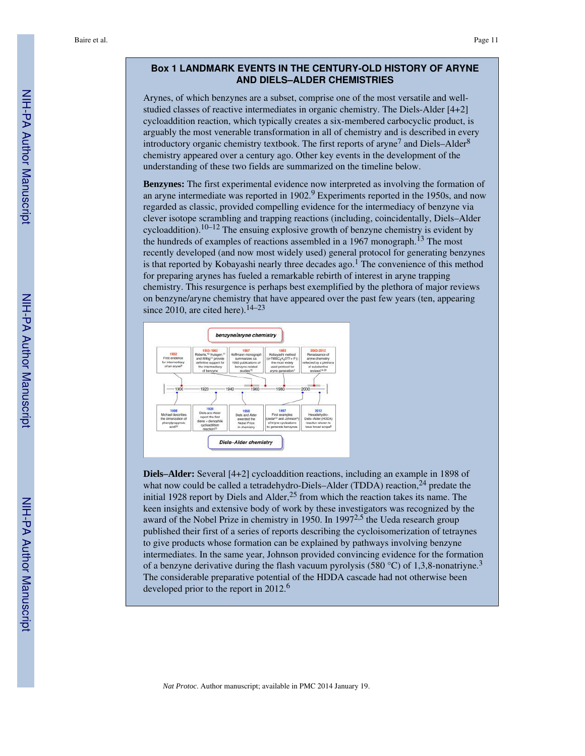## Box 1 LANDMARK EVENTS IN THE CENTURY-OLD HISTORY OF ARYNE AND DIELS–ALDER CHEMISTRIES

Arynes, of which benzynes are a subset, comprise one of the most versatile and well-studied classes of reactive intermediates in organic chemistry. The Diels-Alder [4+2] cycloaddition reaction, which typically creates a six-membered carbocyclic product, is arguably the most venerable transformation in all of chemistry and is described in every introductory organic chemistry textbook. The first reports of aryne[7] and Diels–Alder[8] chemistry appeared over a century ago. Other key events in the development of the understanding of these two fields are summarized on the timeline below.

**Benzynes:** The first experimental evidence now interpreted as involving the formation of an aryne intermediate was reported in 1902.[9] Experiments reported in the 1950s, and now regarded as classic, provided compelling evidence for the intermediacy of benzyne via clever isotope scrambling and trapping reactions (including, coincidentally, Diels–Alder cycloaddition).[10–12] The ensuing explosive growth of benzyne chemistry is evident by the hundreds of examples of reactions assembled in a 1967 monograph.[13] The most recently developed (and now most widely used) general protocol for generating benzynes is that reported by Kobayashi nearly three decades ago.[1] The convenience of this method for preparing arynes has fueled a remarkable rebirth of interest in aryne trapping chemistry. This resurgence is perhaps best exemplified by the plethora of major reviews on benzyne/aryne chemistry that have appeared over the past few years (ten, appearing since 2010, are cited here).[14–23]

**benzyne/aryne chemistry**

- **1902** First evidence for intermediacy of an aryne[9]
- **1953–1963** Roberts,[10] Huisgen[11] and Wittig[12] provide definitive support for the intermediacy of benzyne
- **1967** Hoffmann monograph summarizes ca. 1000 publications of benzyne-related studies[13]
- **1983** Kobayashi method ($o$-$TMSC_6H_4OTf$ + $F^-$): the most widely used protocol for aryne generation[1]
- **2003–2012** Renaissance of aryne chemistry reflected by a plethora of substantive reviews[14–23]

**Diels–Alder chemistry**

- **1898** Michael describes the dimerization of phenylpropynoic acid[24]
- **1928** Diels and Alder report the first diene + dienophile cycloaddition reaction[25]
- **1950** Diels and Alder awarded the Nobel Prize in chemistry
- **1997** First examples (Ueda[2,5] and Johnson[3]) of triyne cyclizations to generate benzynes
- **2012** Hexadehydro-Diels–Alder (HDDA) reaction shown to have broad scope[6]

**Diels–Alder:** Several [4+2] cycloaddition reactions, including an example in 1898 of what now could be called a tetradehydro-Diels–Alder (TDDA) reaction,[24] predate the initial 1928 report by Diels and Alder,[25] from which the reaction takes its name. The keen insights and extensive body of work by these investigators was recognized by the award of the Nobel Prize in chemistry in 1950. In 1997[2,5] the Ueda research group published their first of a series of reports describing the cycloisomerization of tetraynes to give products whose formation can be explained by pathways involving benzyne intermediates. In the same year, Johnson provided convincing evidence for the formation of a benzyne derivative during the flash vacuum pyrolysis (580 °C) of 1,3,8-nonatriyne.[3] The considerable preparative potential of the HDDA cascade had not otherwise been developed prior to the report in 2012.[6]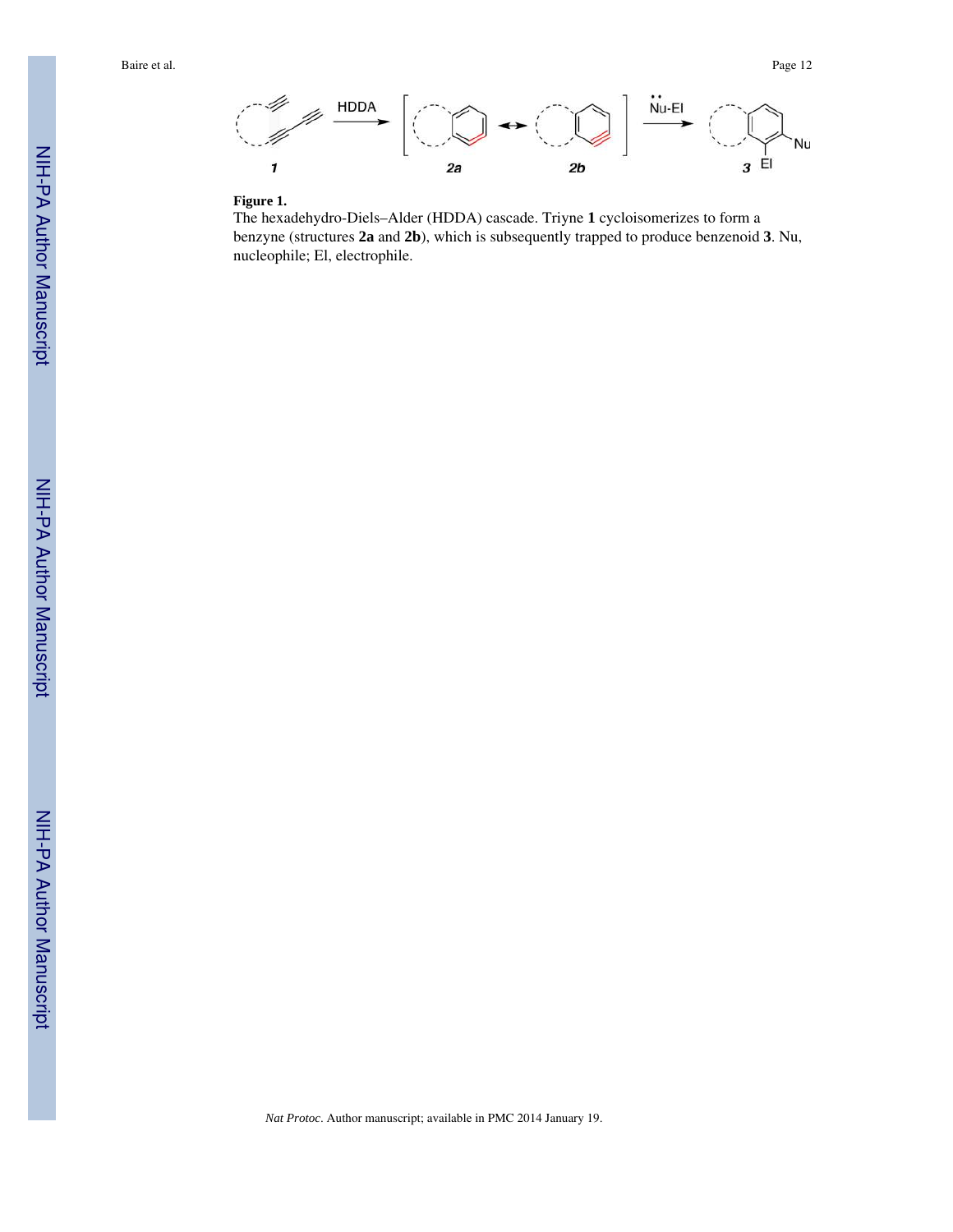**Figure 1.**

The hexadehydro-Diels–Alder (HDDA) cascade. Triyne **1** cycloisomerizes to form a benzyne (structures **2a** and **2b**), which is subsequently trapped to produce benzenoid **3**. Nu, nucleophile; El, electrophile.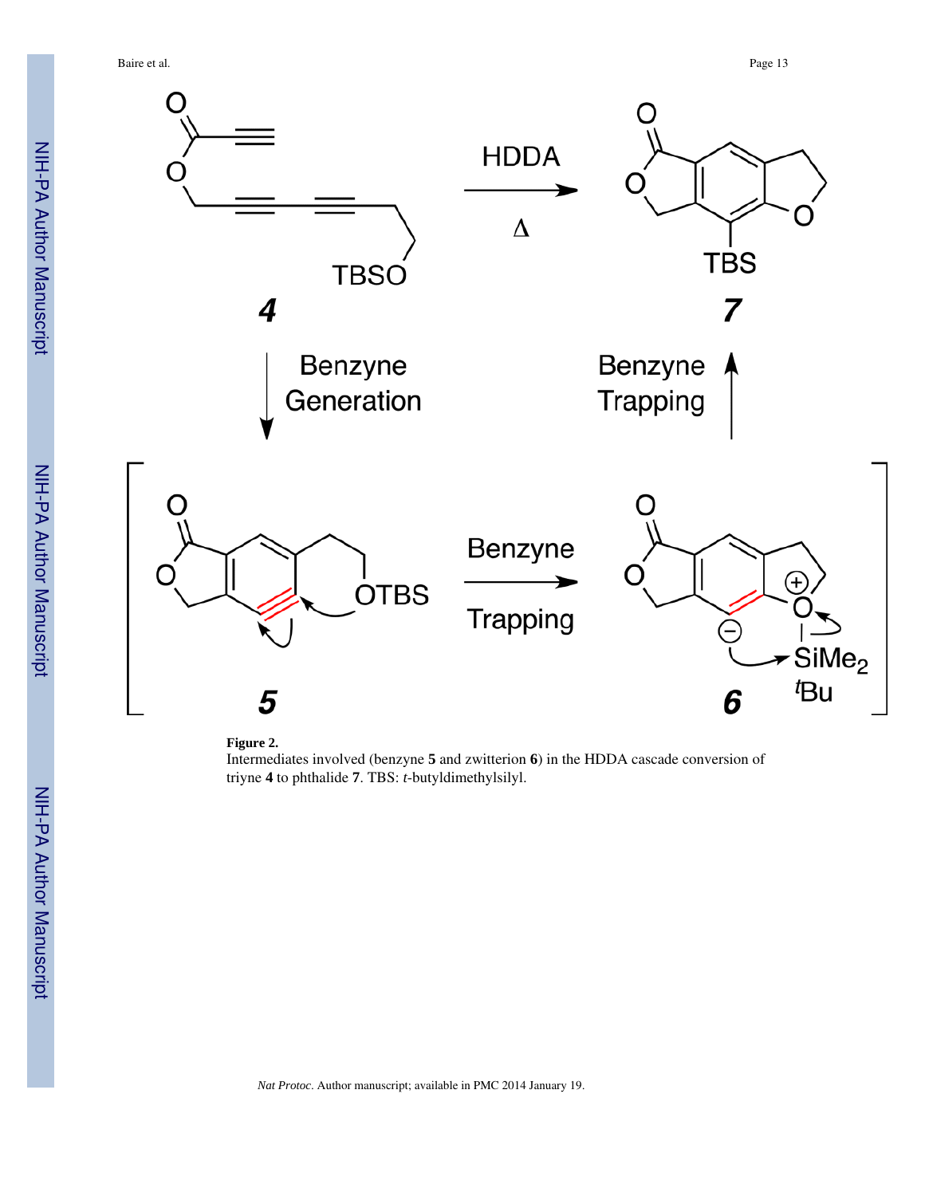**Figure 2.**

Intermediates involved (benzyne **5** and zwitterion **6**) in the HDDA cascade conversion of triyne **4** to phthalide **7**. TBS: *t*-butyldimethylsilyl.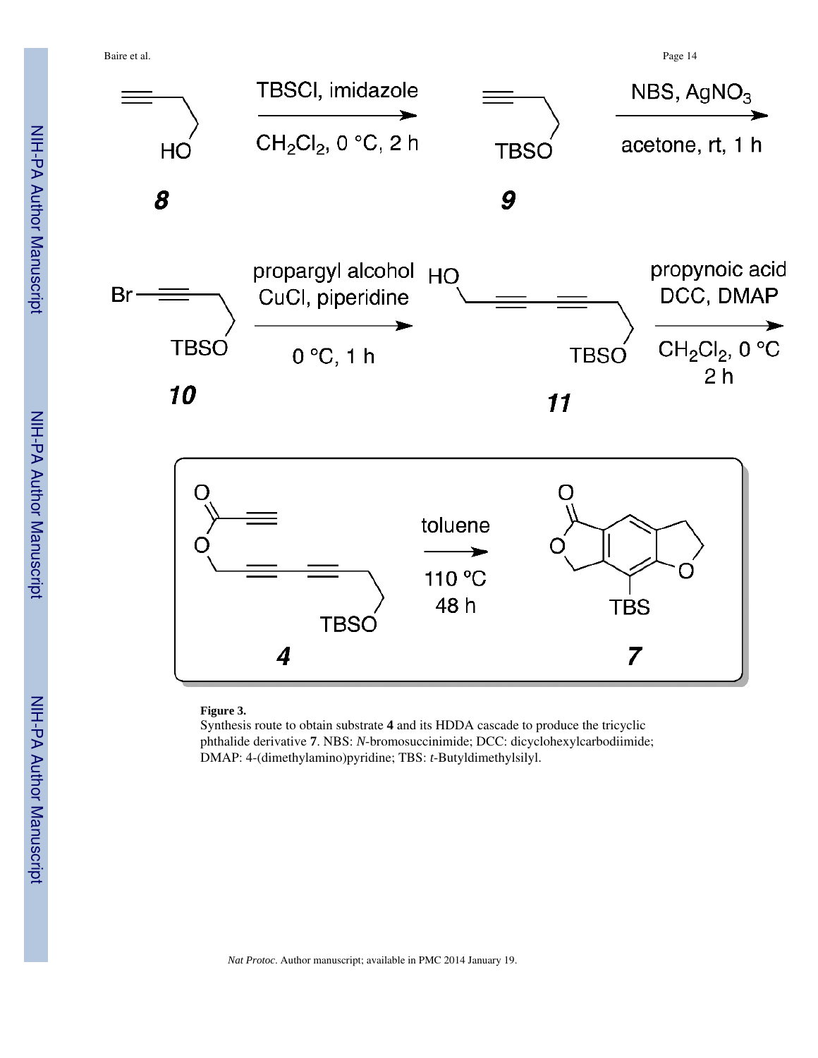**Figure 3.**

Synthesis route to obtain substrate **4** and its HDDA cascade to produce the tricyclic phthalide derivative **7**. NBS: *N*-bromosuccinimide; DCC: dicyclohexylcarbodiimide; DMAP: 4-(dimethylamino)pyridine; TBS: *t*-Butyldimethylsilyl.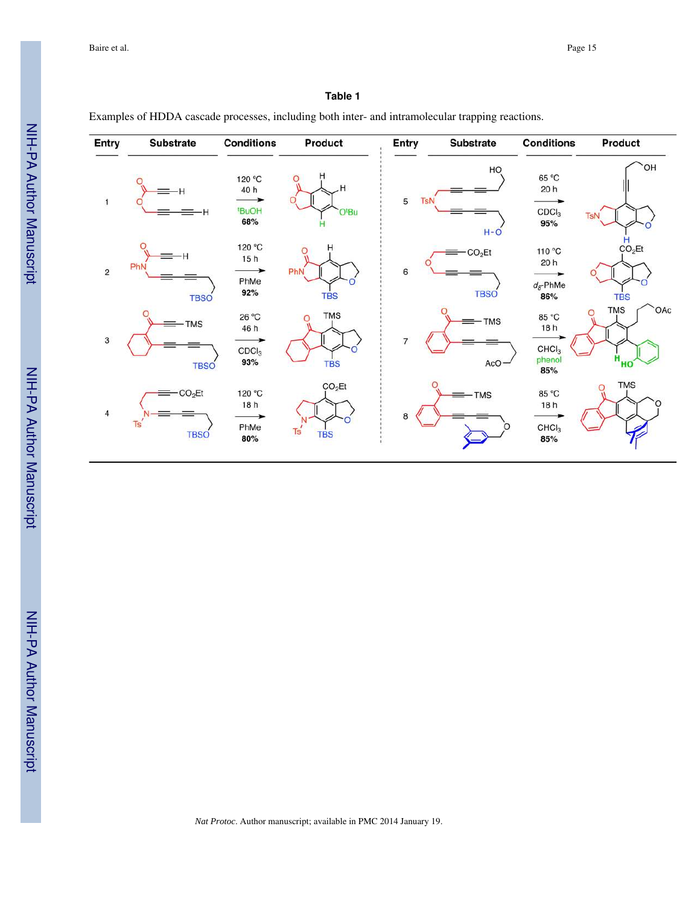**Table 1**

Examples of HDDA cascade processes, including both inter- and intramolecular trapping reactions.

| Entry | Substrate | Conditions | Product | Entry | Substrate | Conditions | Product |
|---|---|---|---|---|---|---|---|
| 1 | | 120 °C, 40 h, $^tBuOH$, **68%** | | 5 | | 65 °C, 20 h, $CDCl_3$, **95%** | |
| 2 | | 120 °C, 15 h, PhMe, **92%** | | 6 | | 110 °C, 20 h, $d_8$-PhMe, **86%** | |
| 3 | | 26 °C, 46 h, $CDCl_3$, **93%** | | 7 | | 85 °C, 18 h, $CHCl_3$, phenol, **85%** | |
| 4 | | 120 °C, 18 h, PhMe, **80%** | | 8 | | 85 °C, 18 h, $CHCl_3$, **85%** | |